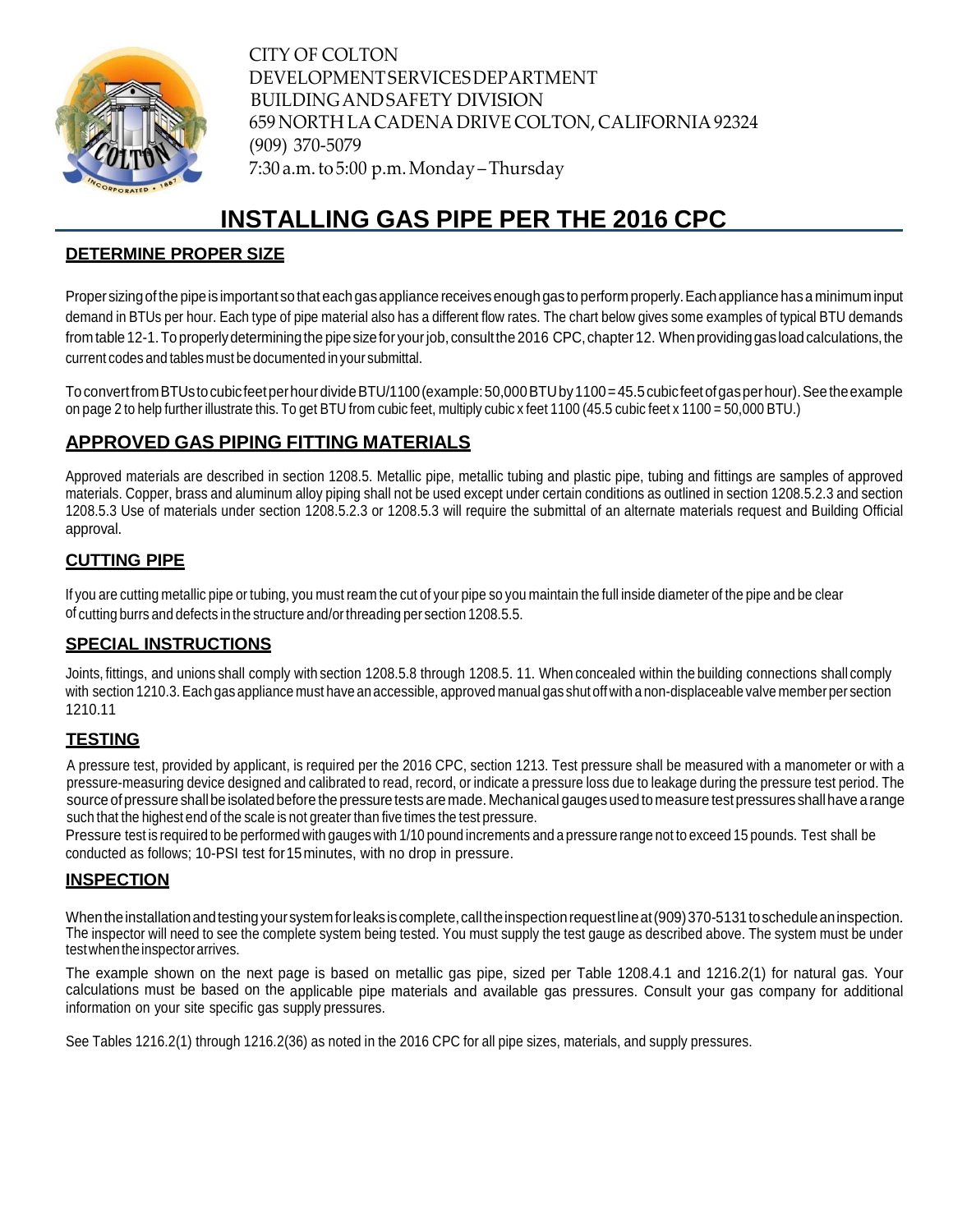CITY OF COLTON
DEVELOPMENT SERVICES DEPARTMENT
BUILDING AND SAFETY DIVISION
659 NORTH LA CADENA DRIVE COLTON, CALIFORNIA 92324
(909) 370-5079
7:30 a.m. to 5:00 p.m. Monday – Thursday

# INSTALLING GAS PIPE PER THE 2016 CPC

## DETERMINE PROPER SIZE

Proper sizing of the pipe is important so that each gas appliance receives enough gas to perform properly. Each appliance has a minimum input demand in BTUs per hour. Each type of pipe material also has a different flow rates. The chart below gives some examples of typical BTU demands from table 12-1. To properly determining the pipe size for your job, consult the 2016 CPC, chapter 12. When providing gas load calculations, the current codes and tables must be documented in your submittal.

To convert from BTUs to cubic feet per hour divide BTU/1100 (example: 50,000 BTU by 1100 = 45.5 cubic feet of gas per hour). See the example on page 2 to help further illustrate this. To get BTU from cubic feet, multiply cubic x feet 1100 (45.5 cubic feet x 1100 = 50,000 BTU.)

## APPROVED GAS PIPING FITTING MATERIALS

Approved materials are described in section 1208.5. Metallic pipe, metallic tubing and plastic pipe, tubing and fittings are samples of approved materials. Copper, brass and aluminum alloy piping shall not be used except under certain conditions as outlined in section 1208.5.2.3 and section 1208.5.3 Use of materials under section 1208.5.2.3 or 1208.5.3 will require the submittal of an alternate materials request and Building Official approval.

## CUTTING PIPE

If you are cutting metallic pipe or tubing, you must ream the cut of your pipe so you maintain the full inside diameter of the pipe and be clear of cutting burrs and defects in the structure and/or threading per section 1208.5.5.

## SPECIAL INSTRUCTIONS

Joints, fittings, and unions shall comply with section 1208.5.8 through 1208.5. 11. When concealed within the building connections shall comply with section 1210.3. Each gas appliance must have an accessible, approved manual gas shut off with a non-displaceable valve member per section 1210.11

## TESTING

A pressure test, provided by applicant, is required per the 2016 CPC, section 1213. Test pressure shall be measured with a manometer or with a pressure-measuring device designed and calibrated to read, record, or indicate a pressure loss due to leakage during the pressure test period. The source of pressure shall be isolated before the pressure tests are made. Mechanical gauges used to measure test pressures shall have a range such that the highest end of the scale is not greater than five times the test pressure.
Pressure test is required to be performed with gauges with 1/10 pound increments and a pressure range not to exceed 15 pounds. Test shall be conducted as follows; 10-PSI test for 15 minutes, with no drop in pressure.

## INSPECTION

When the installation and testing your system for leaks is complete, call the inspection request line at (909) 370-5131 to schedule an inspection. The inspector will need to see the complete system being tested. You must supply the test gauge as described above. The system must be under test when the inspector arrives.

The example shown on the next page is based on metallic gas pipe, sized per Table 1208.4.1 and 1216.2(1) for natural gas. Your calculations must be based on the applicable pipe materials and available gas pressures. Consult your gas company for additional information on your site specific gas supply pressures.

See Tables 1216.2(1) through 1216.2(36) as noted in the 2016 CPC for all pipe sizes, materials, and supply pressures.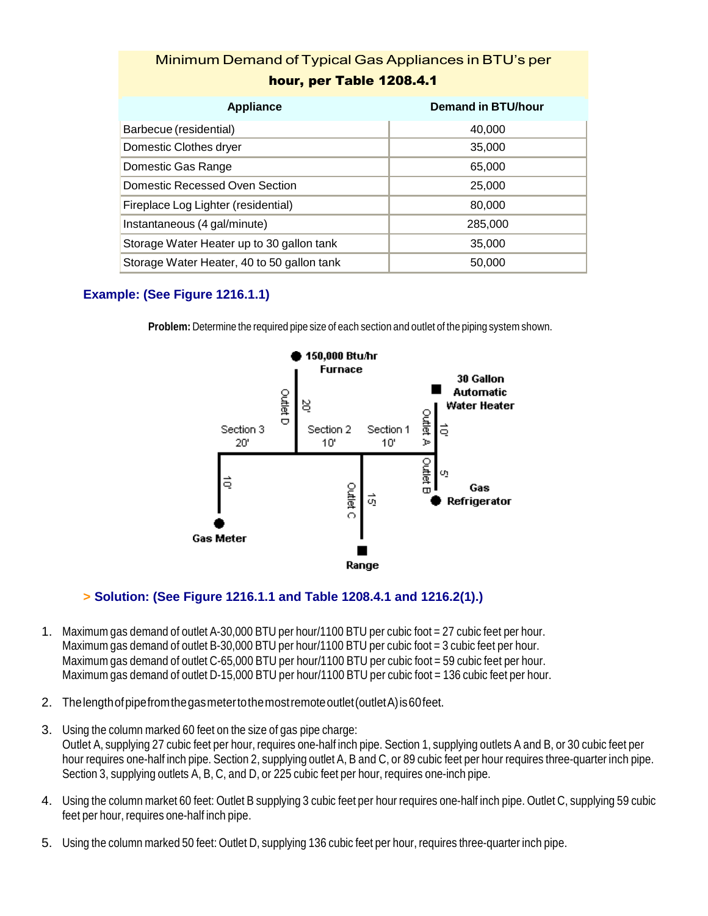| Minimum Demand of Typical Gas Appliances in BTU's per hour, per Table 1208.4.1 | |
|---|---|
| **Appliance** | **Demand in BTU/hour** |
| Barbecue (residential) | 40,000 |
| Domestic Clothes dryer | 35,000 |
| Domestic Gas Range | 65,000 |
| Domestic Recessed Oven Section | 25,000 |
| Fireplace Log Lighter (residential) | 80,000 |
| Instantaneous (4 gal/minute) | 285,000 |
| Storage Water Heater up to 30 gallon tank | 35,000 |
| Storage Water Heater, 40 to 50 gallon tank | 50,000 |

### Example: (See Figure 1216.1.1)

**Problem:** Determine the required pipe size of each section and outlet of the piping system shown.

150,000 Btu/hr
Furnace
30 Gallon
Automatic
Water Heater
Outlet D
20'
Section 3
20'
Section 2
10'
Section 1
10'
Outlet A
10'
10'
Outlet C
15'
Outlet B
5'
Gas
Refrigerator
Gas Meter
Range

### > Solution: (See Figure 1216.1.1 and Table 1208.4.1 and 1216.2(1).)

1. Maximum gas demand of outlet A-30,000 BTU per hour/1100 BTU per cubic foot = 27 cubic feet per hour.
   Maximum gas demand of outlet B-30,000 BTU per hour/1100 BTU per cubic foot = 3 cubic feet per hour.
   Maximum gas demand of outlet C-65,000 BTU per hour/1100 BTU per cubic foot = 59 cubic feet per hour.
   Maximum gas demand of outlet D-15,000 BTU per hour/1100 BTU per cubic foot = 136 cubic feet per hour.
2. The length of pipe from the gas meter to the most remote outlet (outlet A) is 60 feet.
3. Using the column marked 60 feet on the size of gas pipe charge:
   Outlet A, supplying 27 cubic feet per hour, requires one-half inch pipe. Section 1, supplying outlets A and B, or 30 cubic feet per hour requires one-half inch pipe. Section 2, supplying outlet A, B and C, or 89 cubic feet per hour requires three-quarter inch pipe. Section 3, supplying outlets A, B, C, and D, or 225 cubic feet per hour, requires one-inch pipe.
4. Using the column market 60 feet: Outlet B supplying 3 cubic feet per hour requires one-half inch pipe. Outlet C, supplying 59 cubic feet per hour, requires one-half inch pipe.
5. Using the column marked 50 feet: Outlet D, supplying 136 cubic feet per hour, requires three-quarter inch pipe.